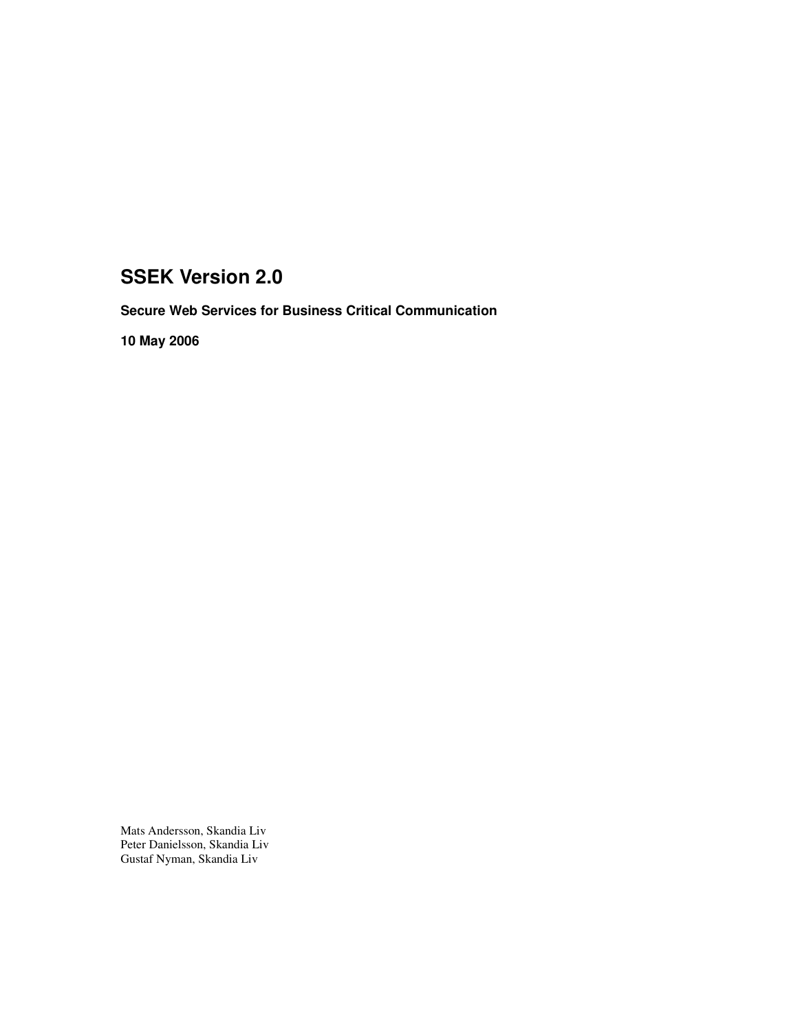# SSEK Version 2.0

### Secure Web Services for Business Critical Communication

### 10 May 2006

Mats Andersson, Skandia Liv
Peter Danielsson, Skandia Liv
Gustaf Nyman, Skandia Liv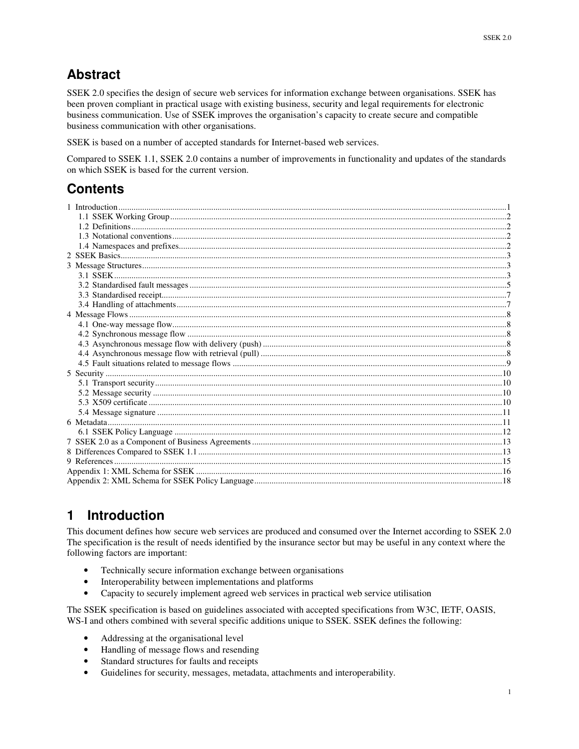## Abstract

SSEK 2.0 specifies the design of secure web services for information exchange between organisations. SSEK has been proven compliant in practical usage with existing business, security and legal requirements for electronic business communication. Use of SSEK improves the organisation's capacity to create secure and compatible business communication with other organisations.

SSEK is based on a number of accepted standards for Internet-based web services.

Compared to SSEK 1.1, SSEK 2.0 contains a number of improvements in functionality and updates of the standards on which SSEK is based for the current version.

## Contents

- 1 Introduction ... 1
  - 1.1 SSEK Working Group ... 2
  - 1.2 Definitions ... 2
  - 1.3 Notational conventions ... 2
  - 1.4 Namespaces and prefixes ... 2
- 2 SSEK Basics ... 3
- 3 Message Structures ... 3
  - 3.1 SSEK ... 3
  - 3.2 Standardised fault messages ... 5
  - 3.3 Standardised receipt ... 7
  - 3.4 Handling of attachments ... 7
- 4 Message Flows ... 8
  - 4.1 One-way message flow ... 8
  - 4.2 Synchronous message flow ... 8
  - 4.3 Asynchronous message flow with delivery (push) ... 8
  - 4.4 Asynchronous message flow with retrieval (pull) ... 8
  - 4.5 Fault situations related to message flows ... 9
- 5 Security ... 10
  - 5.1 Transport security ... 10
  - 5.2 Message security ... 10
  - 5.3 X509 certificate ... 10
  - 5.4 Message signature ... 11
- 6 Metadata ... 11
  - 6.1 SSEK Policy Language ... 12
- 7 SSEK 2.0 as a Component of Business Agreements ... 13
- 8 Differences Compared to SSEK 1.1 ... 13
- 9 References ... 15
- Appendix 1: XML Schema for SSEK ... 16
- Appendix 2: XML Schema for SSEK Policy Language ... 18

# 1 Introduction

This document defines how secure web services are produced and consumed over the Internet according to SSEK 2.0 The specification is the result of needs identified by the insurance sector but may be useful in any context where the following factors are important:

- Technically secure information exchange between organisations
- Interoperability between implementations and platforms
- Capacity to securely implement agreed web services in practical web service utilisation

The SSEK specification is based on guidelines associated with accepted specifications from W3C, IETF, OASIS, WS-I and others combined with several specific additions unique to SSEK. SSEK defines the following:

- Addressing at the organisational level
- Handling of message flows and resending
- Standard structures for faults and receipts
- Guidelines for security, messages, metadata, attachments and interoperability.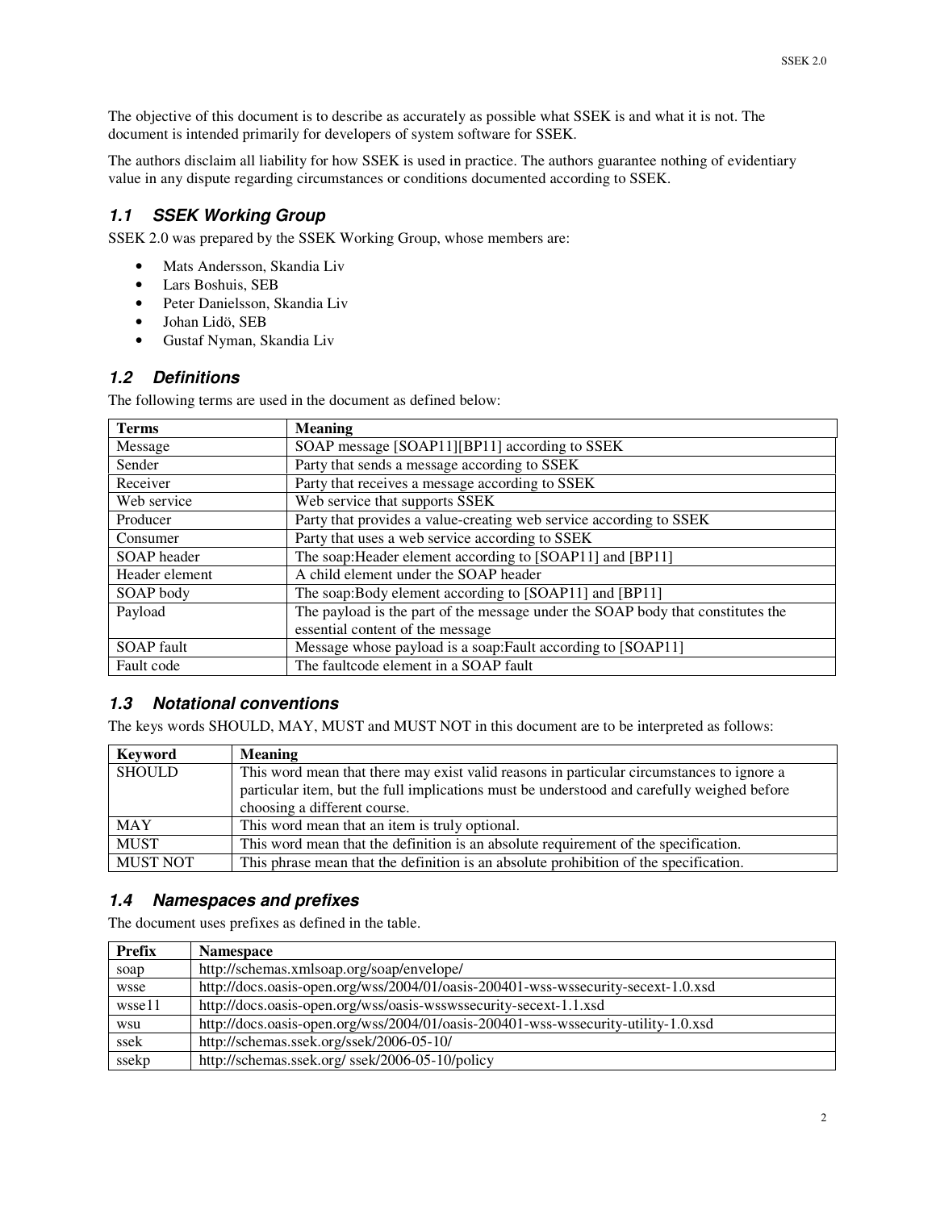The objective of this document is to describe as accurately as possible what SSEK is and what it is not. The document is intended primarily for developers of system software for SSEK.

The authors disclaim all liability for how SSEK is used in practice. The authors guarantee nothing of evidentiary value in any dispute regarding circumstances or conditions documented according to SSEK.

### *1.1 SSEK Working Group*

SSEK 2.0 was prepared by the SSEK Working Group, whose members are:

- Mats Andersson, Skandia Liv
- Lars Boshuis, SEB
- Peter Danielsson, Skandia Liv
- Johan Lidö, SEB
- Gustaf Nyman, Skandia Liv

### *1.2 Definitions*

The following terms are used in the document as defined below:

| Terms | Meaning |
|---|---|
| Message | SOAP message [SOAP11][BP11] according to SSEK |
| Sender | Party that sends a message according to SSEK |
| Receiver | Party that receives a message according to SSEK |
| Web service | Web service that supports SSEK |
| Producer | Party that provides a value-creating web service according to SSEK |
| Consumer | Party that uses a web service according to SSEK |
| SOAP header | The soap:Header element according to [SOAP11] and [BP11] |
| Header element | A child element under the SOAP header |
| SOAP body | The soap:Body element according to [SOAP11] and [BP11] |
| Payload | The payload is the part of the message under the SOAP body that constitutes the essential content of the message |
| SOAP fault | Message whose payload is a soap:Fault according to [SOAP11] |
| Fault code | The faultcode element in a SOAP fault |

### *1.3 Notational conventions*

The keys words SHOULD, MAY, MUST and MUST NOT in this document are to be interpreted as follows:

| Keyword | Meaning |
|---|---|
| SHOULD | This word mean that there may exist valid reasons in particular circumstances to ignore a particular item, but the full implications must be understood and carefully weighed before choosing a different course. |
| MAY | This word mean that an item is truly optional. |
| MUST | This word mean that the definition is an absolute requirement of the specification. |
| MUST NOT | This phrase mean that the definition is an absolute prohibition of the specification. |

### *1.4 Namespaces and prefixes*

The document uses prefixes as defined in the table.

| Prefix | Namespace |
|---|---|
| soap | http://schemas.xmlsoap.org/soap/envelope/ |
| wsse | http://docs.oasis-open.org/wss/2004/01/oasis-200401-wss-wssecurity-secext-1.0.xsd |
| wsse11 | http://docs.oasis-open.org/wss/oasis-wsswssecurity-secext-1.1.xsd |
| wsu | http://docs.oasis-open.org/wss/2004/01/oasis-200401-wss-wssecurity-utility-1.0.xsd |
| ssek | http://schemas.ssek.org/ssek/2006-05-10/ |
| ssekp | http://schemas.ssek.org/ ssek/2006-05-10/policy |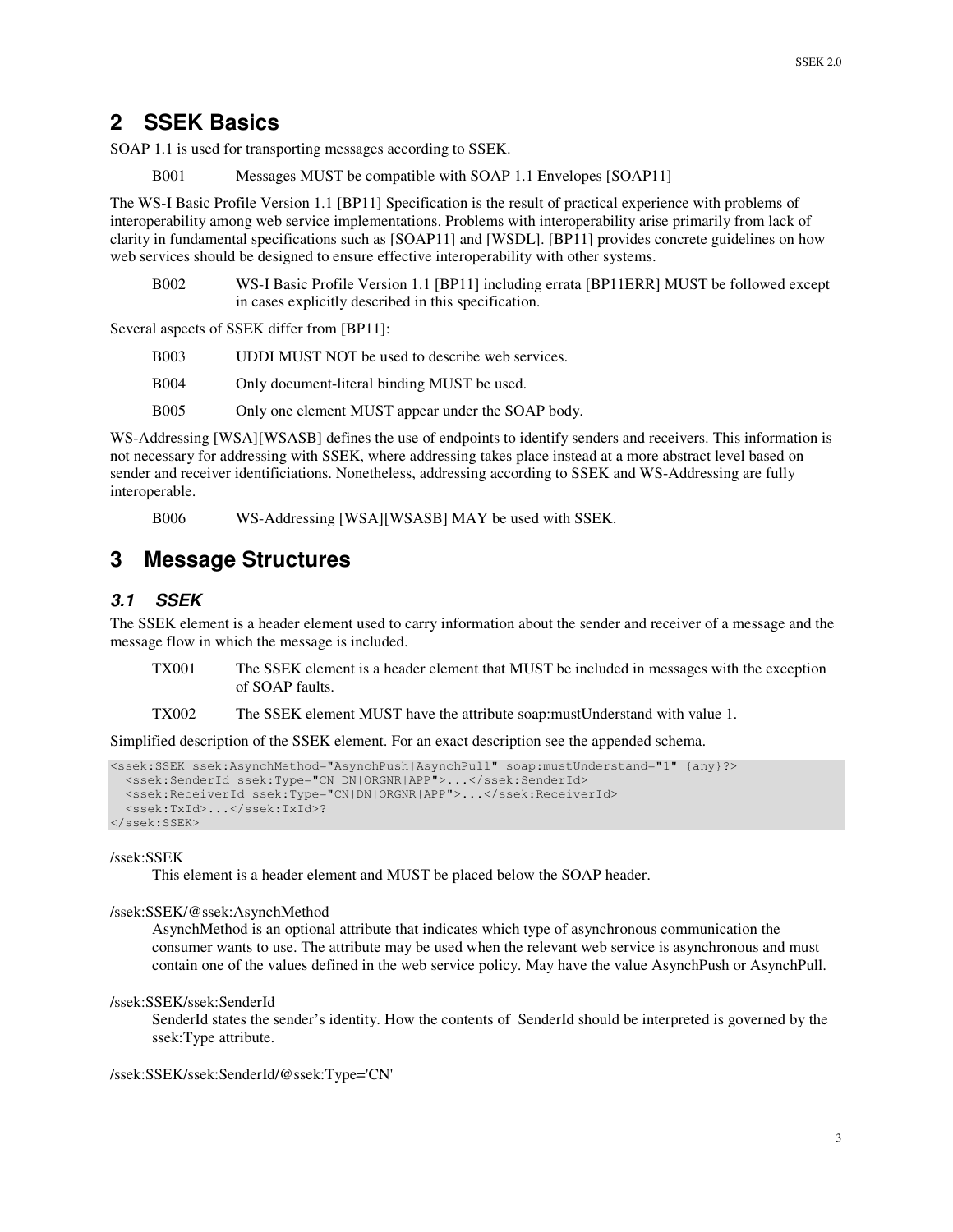# 2 SSEK Basics

SOAP 1.1 is used for transporting messages according to SSEK.

B001 Messages MUST be compatible with SOAP 1.1 Envelopes [SOAP11]

The WS-I Basic Profile Version 1.1 [BP11] Specification is the result of practical experience with problems of interoperability among web service implementations. Problems with interoperability arise primarily from lack of clarity in fundamental specifications such as [SOAP11] and [WSDL]. [BP11] provides concrete guidelines on how web services should be designed to ensure effective interoperability with other systems.

B002 WS-I Basic Profile Version 1.1 [BP11] including errata [BP11ERR] MUST be followed except in cases explicitly described in this specification.

Several aspects of SSEK differ from [BP11]:

B003 UDDI MUST NOT be used to describe web services.

B004 Only document-literal binding MUST be used.

B005 Only one element MUST appear under the SOAP body.

WS-Addressing [WSA][WSASB] defines the use of endpoints to identify senders and receivers. This information is not necessary for addressing with SSEK, where addressing takes place instead at a more abstract level based on sender and receiver identificiations. Nonetheless, addressing according to SSEK and WS-Addressing are fully interoperable.

B006 WS-Addressing [WSA][WSASB] MAY be used with SSEK.

# 3 Message Structures

## 3.1 SSEK

The SSEK element is a header element used to carry information about the sender and receiver of a message and the message flow in which the message is included.

TX001 The SSEK element is a header element that MUST be included in messages with the exception of SOAP faults.

TX002 The SSEK element MUST have the attribute soap:mustUnderstand with value 1.

Simplified description of the SSEK element. For an exact description see the appended schema.

```
<ssek:SSEK ssek:AsynchMethod="AsynchPush|AsynchPull" soap:mustUnderstand="1" {any}?>
  <ssek:SenderId ssek:Type="CN|DN|ORGNR|APP">...</ssek:SenderId>
  <ssek:ReceiverId ssek:Type="CN|DN|ORGNR|APP">...</ssek:ReceiverId>
  <ssek:TxId>...</ssek:TxId>?
</ssek:SSEK>
```

/ssek:SSEK

This element is a header element and MUST be placed below the SOAP header.

/ssek:SSEK/@ssek:AsynchMethod

AsynchMethod is an optional attribute that indicates which type of asynchronous communication the consumer wants to use. The attribute may be used when the relevant web service is asynchronous and must contain one of the values defined in the web service policy. May have the value AsynchPush or AsynchPull.

/ssek:SSEK/ssek:SenderId

SenderId states the sender's identity. How the contents of SenderId should be interpreted is governed by the ssek:Type attribute.

/ssek:SSEK/ssek:SenderId/@ssek:Type='CN'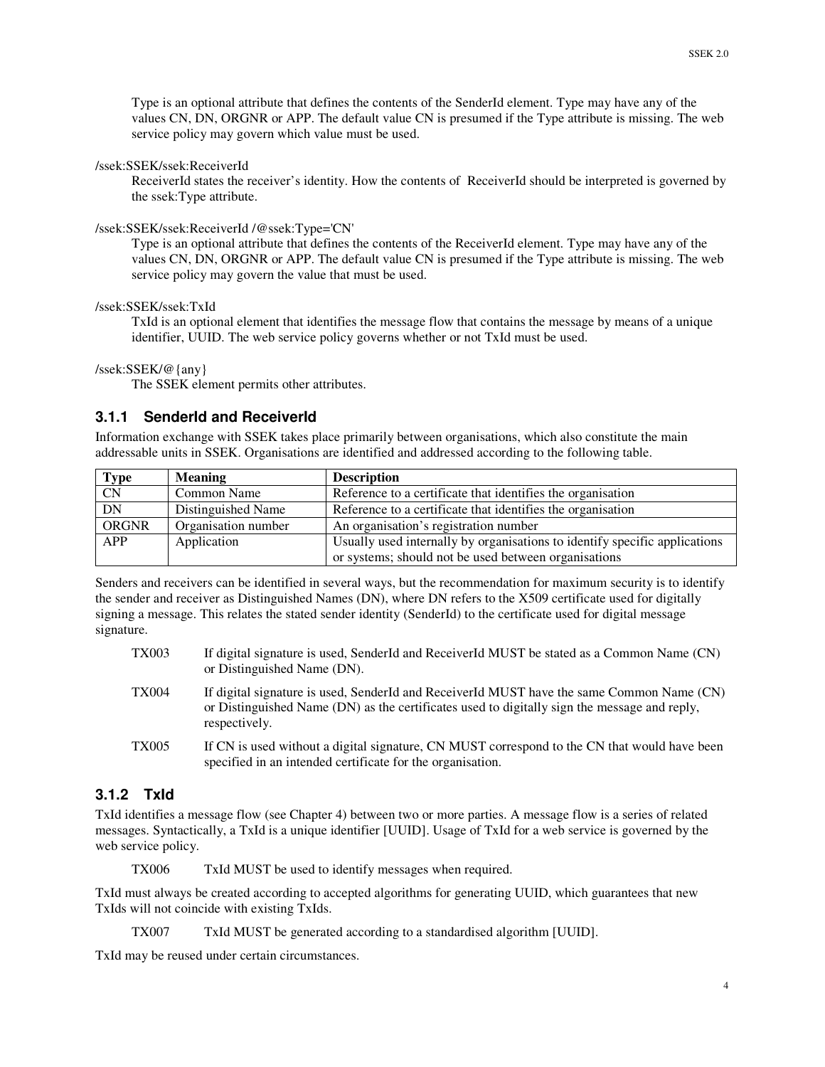Type is an optional attribute that defines the contents of the SenderId element. Type may have any of the values CN, DN, ORGNR or APP. The default value CN is presumed if the Type attribute is missing. The web service policy may govern which value must be used.

/ssek:SSEK/ssek:ReceiverId

ReceiverId states the receiver's identity. How the contents of ReceiverId should be interpreted is governed by the ssek:Type attribute.

/ssek:SSEK/ssek:ReceiverId /@ssek:Type='CN'

Type is an optional attribute that defines the contents of the ReceiverId element. Type may have any of the values CN, DN, ORGNR or APP. The default value CN is presumed if the Type attribute is missing. The web service policy may govern the value that must be used.

/ssek:SSEK/ssek:TxId

TxId is an optional element that identifies the message flow that contains the message by means of a unique identifier, UUID. The web service policy governs whether or not TxId must be used.

/ssek:SSEK/@{any}

The SSEK element permits other attributes.

### 3.1.1 SenderId and ReceiverId

Information exchange with SSEK takes place primarily between organisations, which also constitute the main addressable units in SSEK. Organisations are identified and addressed according to the following table.

| Type | Meaning | Description |
|---|---|---|
| CN | Common Name | Reference to a certificate that identifies the organisation |
| DN | Distinguished Name | Reference to a certificate that identifies the organisation |
| ORGNR | Organisation number | An organisation's registration number |
| APP | Application | Usually used internally by organisations to identify specific applications or systems; should not be used between organisations |

Senders and receivers can be identified in several ways, but the recommendation for maximum security is to identify the sender and receiver as Distinguished Names (DN), where DN refers to the X509 certificate used for digitally signing a message. This relates the stated sender identity (SenderId) to the certificate used for digital message signature.

TX003 If digital signature is used, SenderId and ReceiverId MUST be stated as a Common Name (CN) or Distinguished Name (DN).

TX004 If digital signature is used, SenderId and ReceiverId MUST have the same Common Name (CN) or Distinguished Name (DN) as the certificates used to digitally sign the message and reply, respectively.

TX005 If CN is used without a digital signature, CN MUST correspond to the CN that would have been specified in an intended certificate for the organisation.

### 3.1.2 TxId

TxId identifies a message flow (see Chapter 4) between two or more parties. A message flow is a series of related messages. Syntactically, a TxId is a unique identifier [UUID]. Usage of TxId for a web service is governed by the web service policy.

TX006 TxId MUST be used to identify messages when required.

TxId must always be created according to accepted algorithms for generating UUID, which guarantees that new TxIds will not coincide with existing TxIds.

TX007 TxId MUST be generated according to a standardised algorithm [UUID].

TxId may be reused under certain circumstances.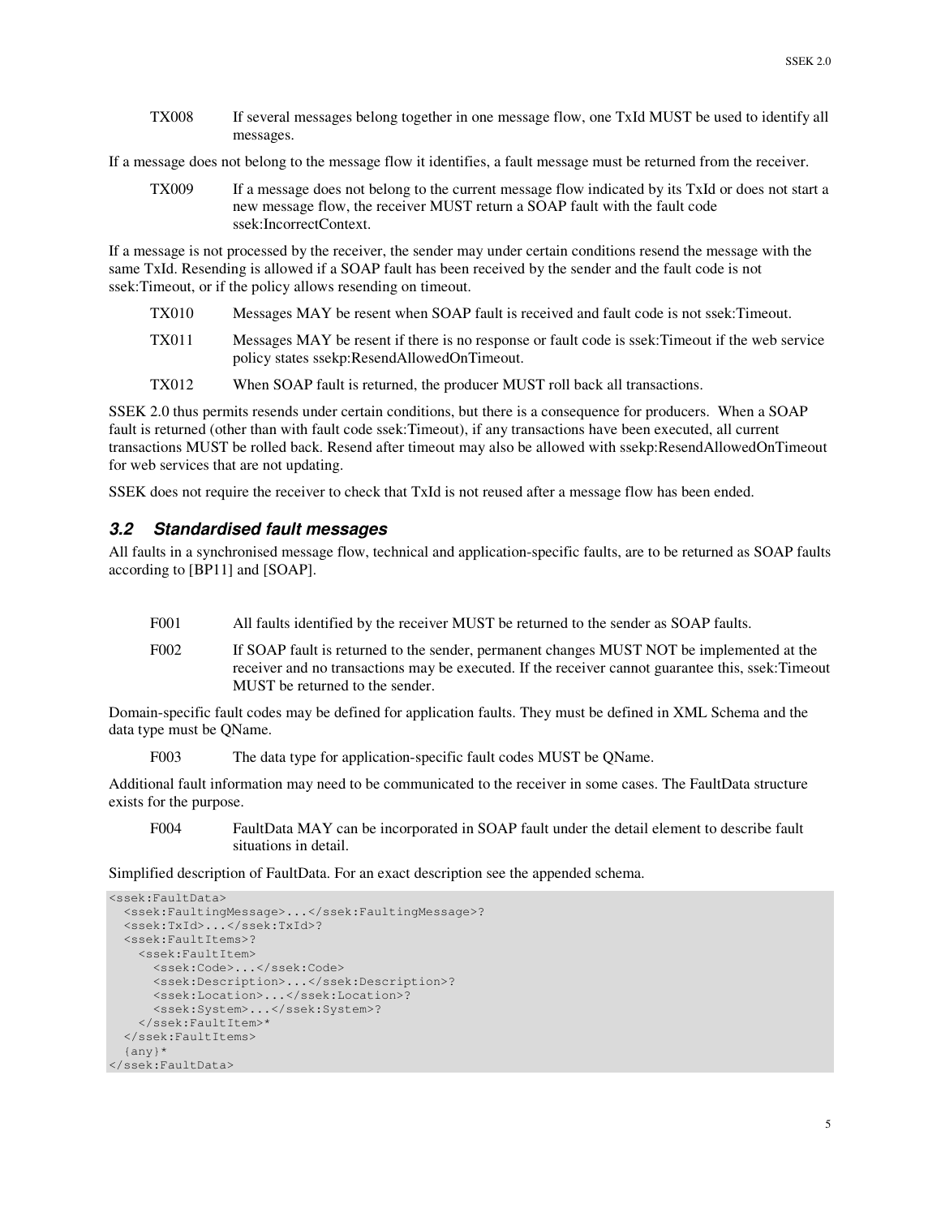| | |
|---|---|
| TX008 | If several messages belong together in one message flow, one TxId MUST be used to identify all messages. |

If a message does not belong to the message flow it identifies, a fault message must be returned from the receiver.

| | |
|---|---|
| TX009 | If a message does not belong to the current message flow indicated by its TxId or does not start a new message flow, the receiver MUST return a SOAP fault with the fault code ssek:IncorrectContext. |

If a message is not processed by the receiver, the sender may under certain conditions resend the message with the same TxId. Resending is allowed if a SOAP fault has been received by the sender and the fault code is not ssek:Timeout, or if the policy allows resending on timeout.

| | |
|---|---|
| TX010 | Messages MAY be resent when SOAP fault is received and fault code is not ssek:Timeout. |
| TX011 | Messages MAY be resent if there is no response or fault code is ssek:Timeout if the web service policy states ssekp:ResendAllowedOnTimeout. |
| TX012 | When SOAP fault is returned, the producer MUST roll back all transactions. |

SSEK 2.0 thus permits resends under certain conditions, but there is a consequence for producers. When a SOAP fault is returned (other than with fault code ssek:Timeout), if any transactions have been executed, all current transactions MUST be rolled back. Resend after timeout may also be allowed with ssekp:ResendAllowedOnTimeout for web services that are not updating.

SSEK does not require the receiver to check that TxId is not reused after a message flow has been ended.

### *3.2 Standardised fault messages*

All faults in a synchronised message flow, technical and application-specific faults, are to be returned as SOAP faults according to [BP11] and [SOAP].

| | |
|---|---|
| F001 | All faults identified by the receiver MUST be returned to the sender as SOAP faults. |
| F002 | If SOAP fault is returned to the sender, permanent changes MUST NOT be implemented at the receiver and no transactions may be executed. If the receiver cannot guarantee this, ssek:Timeout MUST be returned to the sender. |

Domain-specific fault codes may be defined for application faults. They must be defined in XML Schema and the data type must be QName.

| | |
|---|---|
| F003 | The data type for application-specific fault codes MUST be QName. |

Additional fault information may need to be communicated to the receiver in some cases. The FaultData structure exists for the purpose.

| | |
|---|---|
| F004 | FaultData MAY can be incorporated in SOAP fault under the detail element to describe fault situations in detail. |

Simplified description of FaultData. For an exact description see the appended schema.

```
<ssek:FaultData>
  <ssek:FaultingMessage>...</ssek:FaultingMessage>?
  <ssek:TxId>...</ssek:TxId>?
  <ssek:FaultItems>?
    <ssek:FaultItem>
      <ssek:Code>...</ssek:Code>
      <ssek:Description>...</ssek:Description>?
      <ssek:Location>...</ssek:Location>?
      <ssek:System>...</ssek:System>?
    </ssek:FaultItem>*
  </ssek:FaultItems>
  {any}*
</ssek:FaultData>
```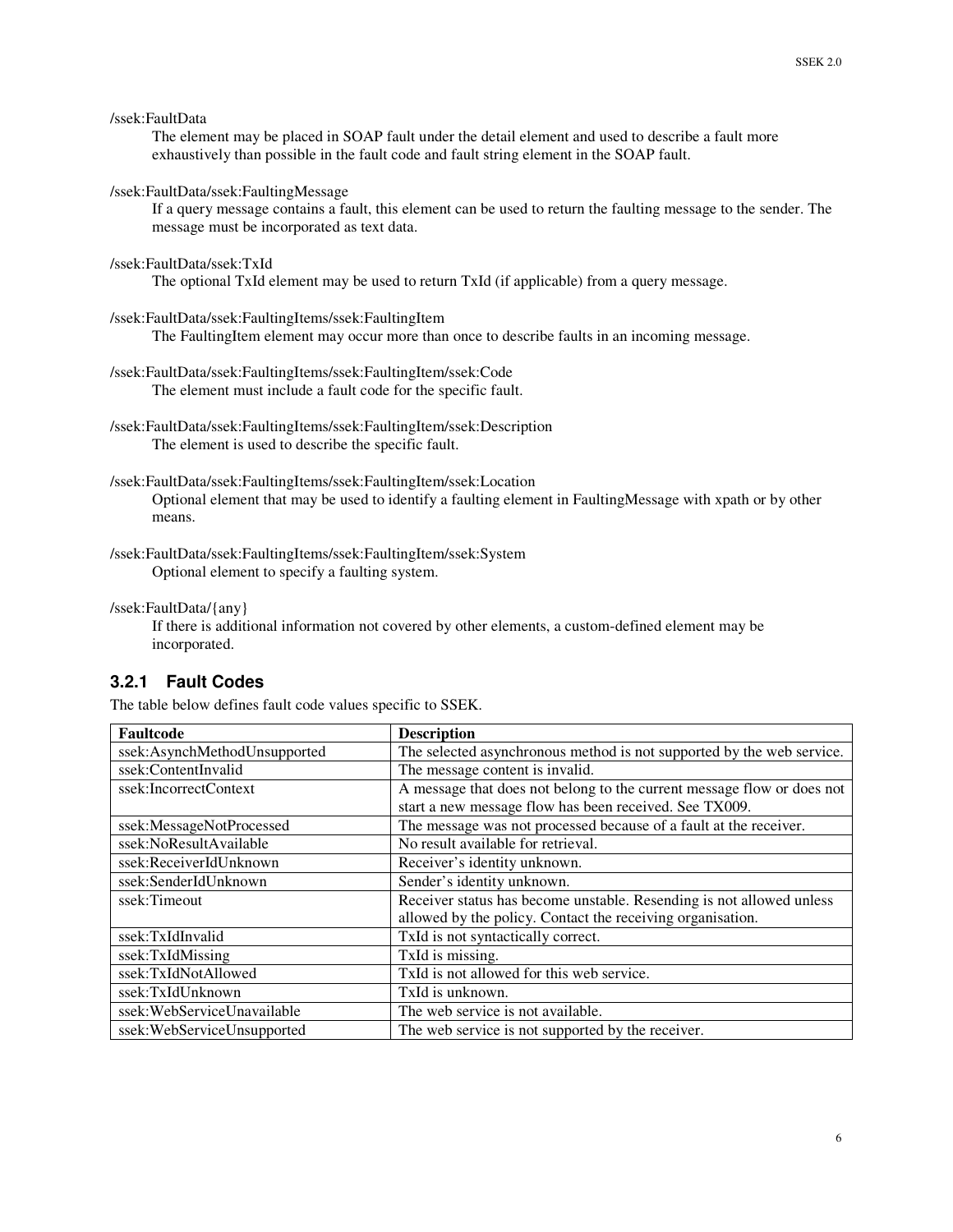/ssek:FaultData

The element may be placed in SOAP fault under the detail element and used to describe a fault more exhaustively than possible in the fault code and fault string element in the SOAP fault.

/ssek:FaultData/ssek:FaultingMessage

If a query message contains a fault, this element can be used to return the faulting message to the sender. The message must be incorporated as text data.

/ssek:FaultData/ssek:TxId

The optional TxId element may be used to return TxId (if applicable) from a query message.

/ssek:FaultData/ssek:FaultingItems/ssek:FaultingItem

The FaultingItem element may occur more than once to describe faults in an incoming message.

/ssek:FaultData/ssek:FaultingItems/ssek:FaultingItem/ssek:Code

The element must include a fault code for the specific fault.

/ssek:FaultData/ssek:FaultingItems/ssek:FaultingItem/ssek:Description

The element is used to describe the specific fault.

/ssek:FaultData/ssek:FaultingItems/ssek:FaultingItem/ssek:Location

Optional element that may be used to identify a faulting element in FaultingMessage with xpath or by other means.

/ssek:FaultData/ssek:FaultingItems/ssek:FaultingItem/ssek:System

Optional element to specify a faulting system.

/ssek:FaultData/{any}

If there is additional information not covered by other elements, a custom-defined element may be incorporated.

### 3.2.1 Fault Codes

The table below defines fault code values specific to SSEK.

| Faultcode | Description |
|---|---|
| ssek:AsynchMethodUnsupported | The selected asynchronous method is not supported by the web service. |
| ssek:ContentInvalid | The message content is invalid. |
| ssek:IncorrectContext | A message that does not belong to the current message flow or does not start a new message flow has been received. See TX009. |
| ssek:MessageNotProcessed | The message was not processed because of a fault at the receiver. |
| ssek:NoResultAvailable | No result available for retrieval. |
| ssek:ReceiverIdUnknown | Receiver's identity unknown. |
| ssek:SenderIdUnknown | Sender's identity unknown. |
| ssek:Timeout | Receiver status has become unstable. Resending is not allowed unless allowed by the policy. Contact the receiving organisation. |
| ssek:TxIdInvalid | TxId is not syntactically correct. |
| ssek:TxIdMissing | TxId is missing. |
| ssek:TxIdNotAllowed | TxId is not allowed for this web service. |
| ssek:TxIdUnknown | TxId is unknown. |
| ssek:WebServiceUnavailable | The web service is not available. |
| ssek:WebServiceUnsupported | The web service is not supported by the receiver. |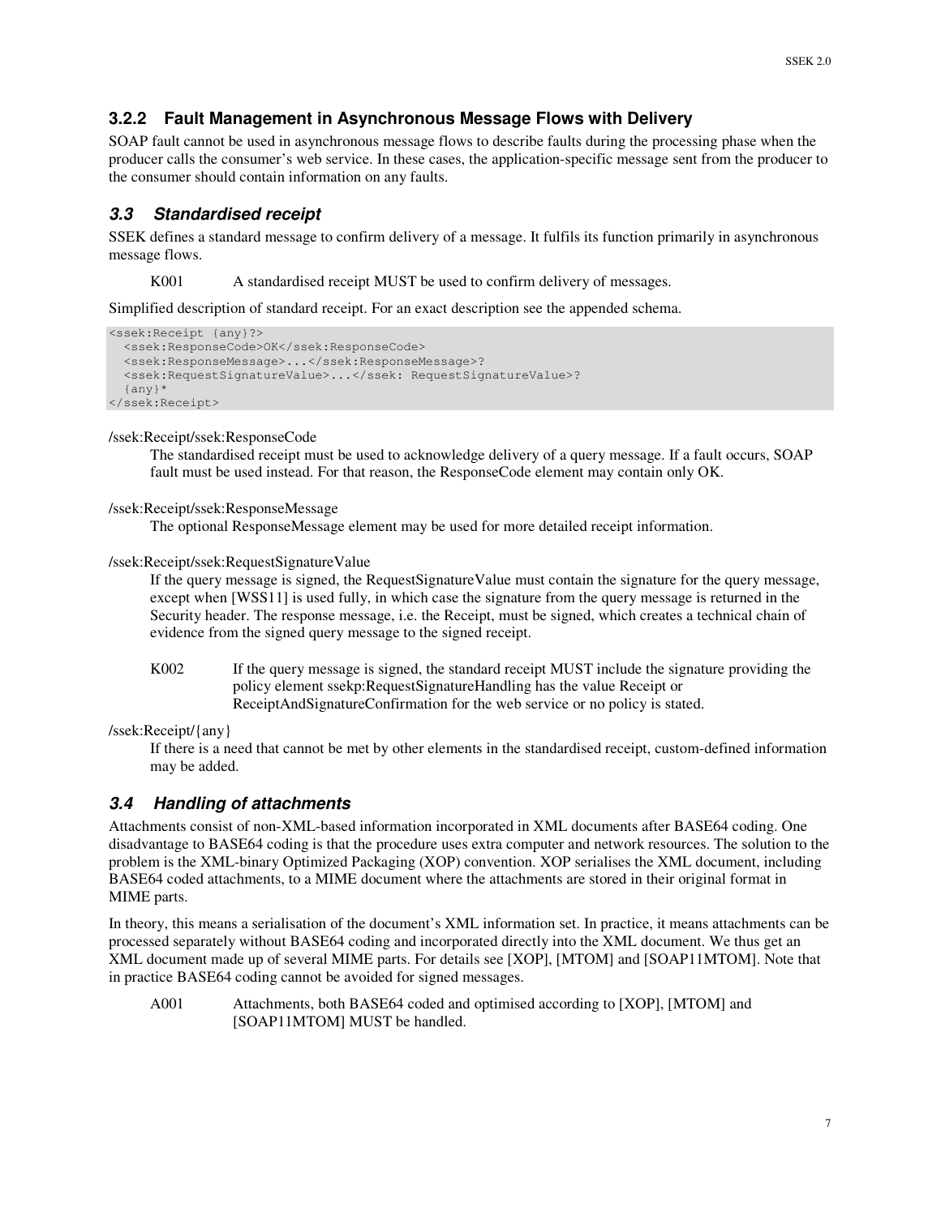### 3.2.2 Fault Management in Asynchronous Message Flows with Delivery

SOAP fault cannot be used in asynchronous message flows to describe faults during the processing phase when the producer calls the consumer's web service. In these cases, the application-specific message sent from the producer to the consumer should contain information on any faults.

## *3.3 Standardised receipt*

SSEK defines a standard message to confirm delivery of a message. It fulfils its function primarily in asynchronous message flows.

K001 A standardised receipt MUST be used to confirm delivery of messages.

Simplified description of standard receipt. For an exact description see the appended schema.

```
<ssek:Receipt {any}?>
  <ssek:ResponseCode>OK</ssek:ResponseCode>
  <ssek:ResponseMessage>...</ssek:ResponseMessage>?
  <ssek:RequestSignatureValue>...</ssek: RequestSignatureValue>?
  {any}*
</ssek:Receipt>
```

/ssek:Receipt/ssek:ResponseCode

The standardised receipt must be used to acknowledge delivery of a query message. If a fault occurs, SOAP fault must be used instead. For that reason, the ResponseCode element may contain only OK.

/ssek:Receipt/ssek:ResponseMessage

The optional ResponseMessage element may be used for more detailed receipt information.

/ssek:Receipt/ssek:RequestSignatureValue

If the query message is signed, the RequestSignatureValue must contain the signature for the query message, except when [WSS11] is used fully, in which case the signature from the query message is returned in the Security header. The response message, i.e. the Receipt, must be signed, which creates a technical chain of evidence from the signed query message to the signed receipt.

K002 If the query message is signed, the standard receipt MUST include the signature providing the policy element ssekp:RequestSignatureHandling has the value Receipt or ReceiptAndSignatureConfirmation for the web service or no policy is stated.

/ssek:Receipt/{any}

If there is a need that cannot be met by other elements in the standardised receipt, custom-defined information may be added.

## *3.4 Handling of attachments*

Attachments consist of non-XML-based information incorporated in XML documents after BASE64 coding. One disadvantage to BASE64 coding is that the procedure uses extra computer and network resources. The solution to the problem is the XML-binary Optimized Packaging (XOP) convention. XOP serialises the XML document, including BASE64 coded attachments, to a MIME document where the attachments are stored in their original format in MIME parts.

In theory, this means a serialisation of the document's XML information set. In practice, it means attachments can be processed separately without BASE64 coding and incorporated directly into the XML document. We thus get an XML document made up of several MIME parts. For details see [XOP], [MTOM] and [SOAP11MTOM]. Note that in practice BASE64 coding cannot be avoided for signed messages.

A001 Attachments, both BASE64 coded and optimised according to [XOP], [MTOM] and [SOAP11MTOM] MUST be handled.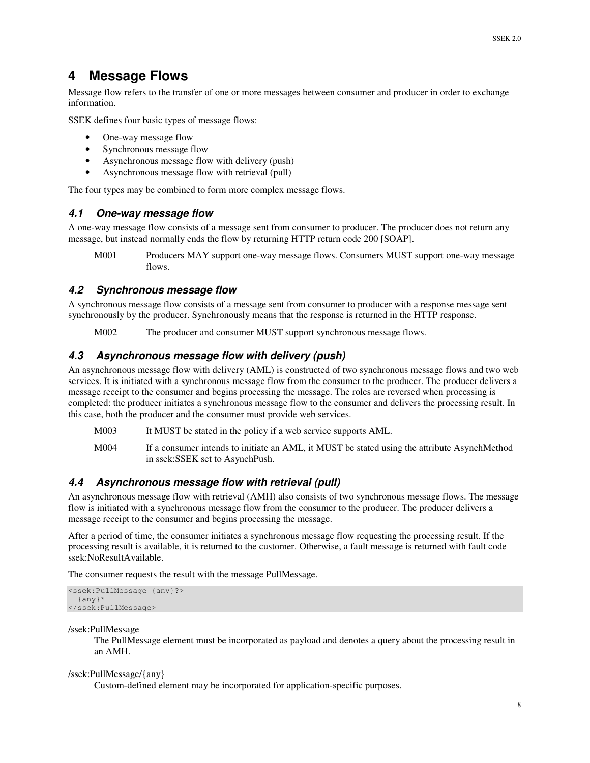# 4 Message Flows

Message flow refers to the transfer of one or more messages between consumer and producer in order to exchange information.

SSEK defines four basic types of message flows:

- One-way message flow
- Synchronous message flow
- Asynchronous message flow with delivery (push)
- Asynchronous message flow with retrieval (pull)

The four types may be combined to form more complex message flows.

## *4.1 One-way message flow*

A one-way message flow consists of a message sent from consumer to producer. The producer does not return any message, but instead normally ends the flow by returning HTTP return code 200 [SOAP].

M001 Producers MAY support one-way message flows. Consumers MUST support one-way message flows.

## *4.2 Synchronous message flow*

A synchronous message flow consists of a message sent from consumer to producer with a response message sent synchronously by the producer. Synchronously means that the response is returned in the HTTP response.

M002 The producer and consumer MUST support synchronous message flows.

## *4.3 Asynchronous message flow with delivery (push)*

An asynchronous message flow with delivery (AML) is constructed of two synchronous message flows and two web services. It is initiated with a synchronous message flow from the consumer to the producer. The producer delivers a message receipt to the consumer and begins processing the message. The roles are reversed when processing is completed: the producer initiates a synchronous message flow to the consumer and delivers the processing result. In this case, both the producer and the consumer must provide web services.

M003 It MUST be stated in the policy if a web service supports AML.

M004 If a consumer intends to initiate an AML, it MUST be stated using the attribute AsynchMethod in ssek:SSEK set to AsynchPush.

## *4.4 Asynchronous message flow with retrieval (pull)*

An asynchronous message flow with retrieval (AMH) also consists of two synchronous message flows. The message flow is initiated with a synchronous message flow from the consumer to the producer. The producer delivers a message receipt to the consumer and begins processing the message.

After a period of time, the consumer initiates a synchronous message flow requesting the processing result. If the processing result is available, it is returned to the customer. Otherwise, a fault message is returned with fault code ssek:NoResultAvailable.

The consumer requests the result with the message PullMessage.

```
<ssek:PullMessage {any}?>
  {any}*
</ssek:PullMessage>
```

/ssek:PullMessage

The PullMessage element must be incorporated as payload and denotes a query about the processing result in an AMH.

/ssek:PullMessage/{any}

Custom-defined element may be incorporated for application-specific purposes.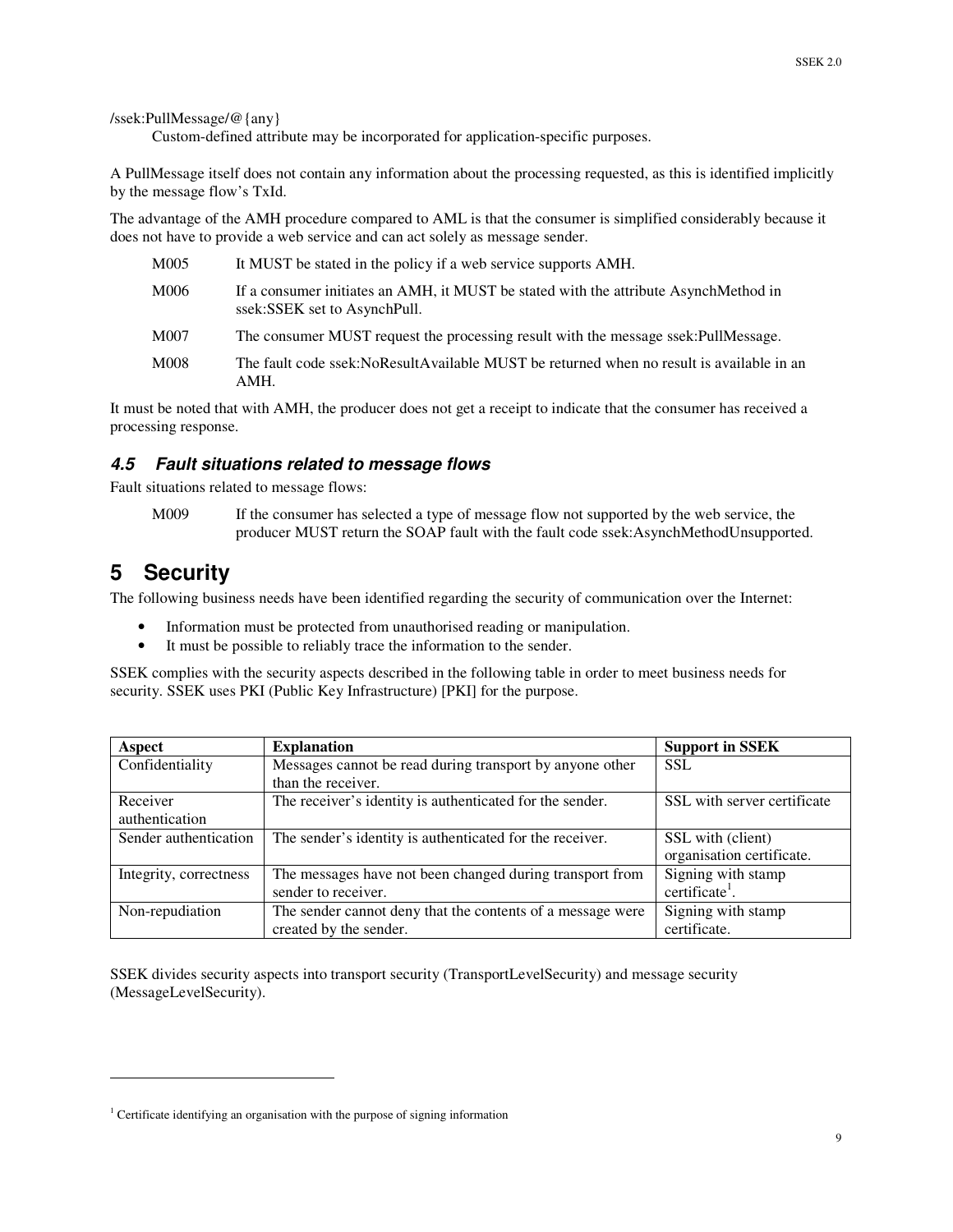/ssek:PullMessage/@{any}

Custom-defined attribute may be incorporated for application-specific purposes.

A PullMessage itself does not contain any information about the processing requested, as this is identified implicitly by the message flow's TxId.

The advantage of the AMH procedure compared to AML is that the consumer is simplified considerably because it does not have to provide a web service and can act solely as message sender.

M005 It MUST be stated in the policy if a web service supports AMH.

M006 If a consumer initiates an AMH, it MUST be stated with the attribute AsynchMethod in ssek:SSEK set to AsynchPull.

M007 The consumer MUST request the processing result with the message ssek:PullMessage.

M008 The fault code ssek:NoResultAvailable MUST be returned when no result is available in an AMH.

It must be noted that with AMH, the producer does not get a receipt to indicate that the consumer has received a processing response.

### 4.5 Fault situations related to message flows

Fault situations related to message flows:

M009 If the consumer has selected a type of message flow not supported by the web service, the producer MUST return the SOAP fault with the fault code ssek:AsynchMethodUnsupported.

# 5 Security

The following business needs have been identified regarding the security of communication over the Internet:

- Information must be protected from unauthorised reading or manipulation.
- It must be possible to reliably trace the information to the sender.

SSEK complies with the security aspects described in the following table in order to meet business needs for security. SSEK uses PKI (Public Key Infrastructure) [PKI] for the purpose.

| Aspect | Explanation | Support in SSEK |
|---|---|---|
| Confidentiality | Messages cannot be read during transport by anyone other than the receiver. | SSL |
| Receiver authentication | The receiver's identity is authenticated for the sender. | SSL with server certificate |
| Sender authentication | The sender's identity is authenticated for the receiver. | SSL with (client) organisation certificate. |
| Integrity, correctness | The messages have not been changed during transport from sender to receiver. | Signing with stamp certificate[1]. |
| Non-repudiation | The sender cannot deny that the contents of a message were created by the sender. | Signing with stamp certificate. |

SSEK divides security aspects into transport security (TransportLevelSecurity) and message security (MessageLevelSecurity).

[1] Certificate identifying an organisation with the purpose of signing information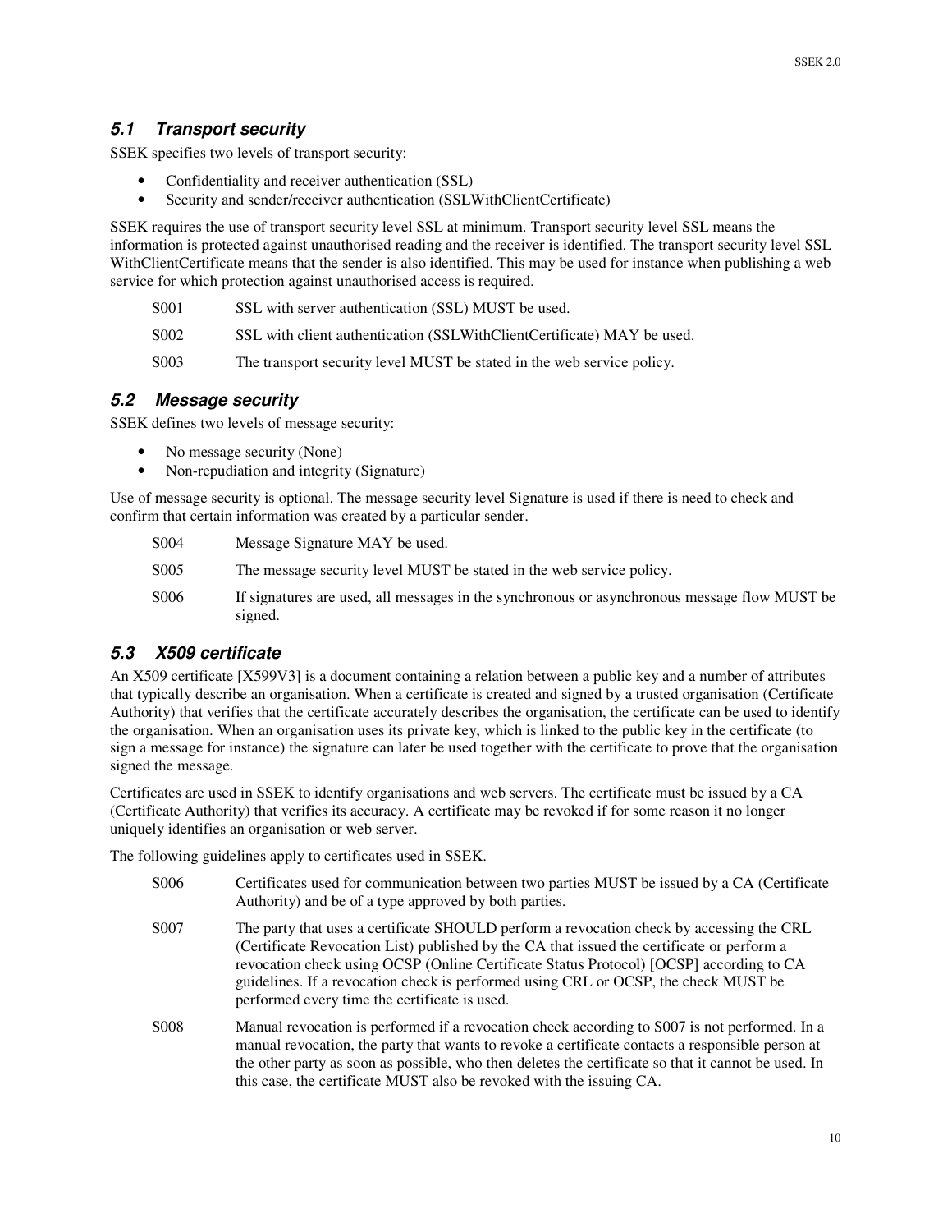### 5.1 Transport security

SSEK specifies two levels of transport security:

- Confidentiality and receiver authentication (SSL)
- Security and sender/receiver authentication (SSLWithClientCertificate)

SSEK requires the use of transport security level SSL at minimum. Transport security level SSL means the information is protected against unauthorised reading and the receiver is identified. The transport security level SSL WithClientCertificate means that the sender is also identified. This may be used for instance when publishing a web service for which protection against unauthorised access is required.

| | |
|---|---|
| S001 | SSL with server authentication (SSL) MUST be used. |
| S002 | SSL with client authentication (SSLWithClientCertificate) MAY be used. |
| S003 | The transport security level MUST be stated in the web service policy. |

### 5.2 Message security

SSEK defines two levels of message security:

- No message security (None)
- Non-repudiation and integrity (Signature)

Use of message security is optional. The message security level Signature is used if there is need to check and confirm that certain information was created by a particular sender.

| | |
|---|---|
| S004 | Message Signature MAY be used. |
| S005 | The message security level MUST be stated in the web service policy. |
| S006 | If signatures are used, all messages in the synchronous or asynchronous message flow MUST be signed. |

### 5.3 X509 certificate

An X509 certificate [X599V3] is a document containing a relation between a public key and a number of attributes that typically describe an organisation. When a certificate is created and signed by a trusted organisation (Certificate Authority) that verifies that the certificate accurately describes the organisation, the certificate can be used to identify the organisation. When an organisation uses its private key, which is linked to the public key in the certificate (to sign a message for instance) the signature can later be used together with the certificate to prove that the organisation signed the message.

Certificates are used in SSEK to identify organisations and web servers. The certificate must be issued by a CA (Certificate Authority) that verifies its accuracy. A certificate may be revoked if for some reason it no longer uniquely identifies an organisation or web server.

The following guidelines apply to certificates used in SSEK.

| | |
|---|---|
| S006 | Certificates used for communication between two parties MUST be issued by a CA (Certificate Authority) and be of a type approved by both parties. |
| S007 | The party that uses a certificate SHOULD perform a revocation check by accessing the CRL (Certificate Revocation List) published by the CA that issued the certificate or perform a revocation check using OCSP (Online Certificate Status Protocol) [OCSP] according to CA guidelines. If a revocation check is performed using CRL or OCSP, the check MUST be performed every time the certificate is used. |
| S008 | Manual revocation is performed if a revocation check according to S007 is not performed. In a manual revocation, the party that wants to revoke a certificate contacts a responsible person at the other party as soon as possible, who then deletes the certificate so that it cannot be used. In this case, the certificate MUST also be revoked with the issuing CA. |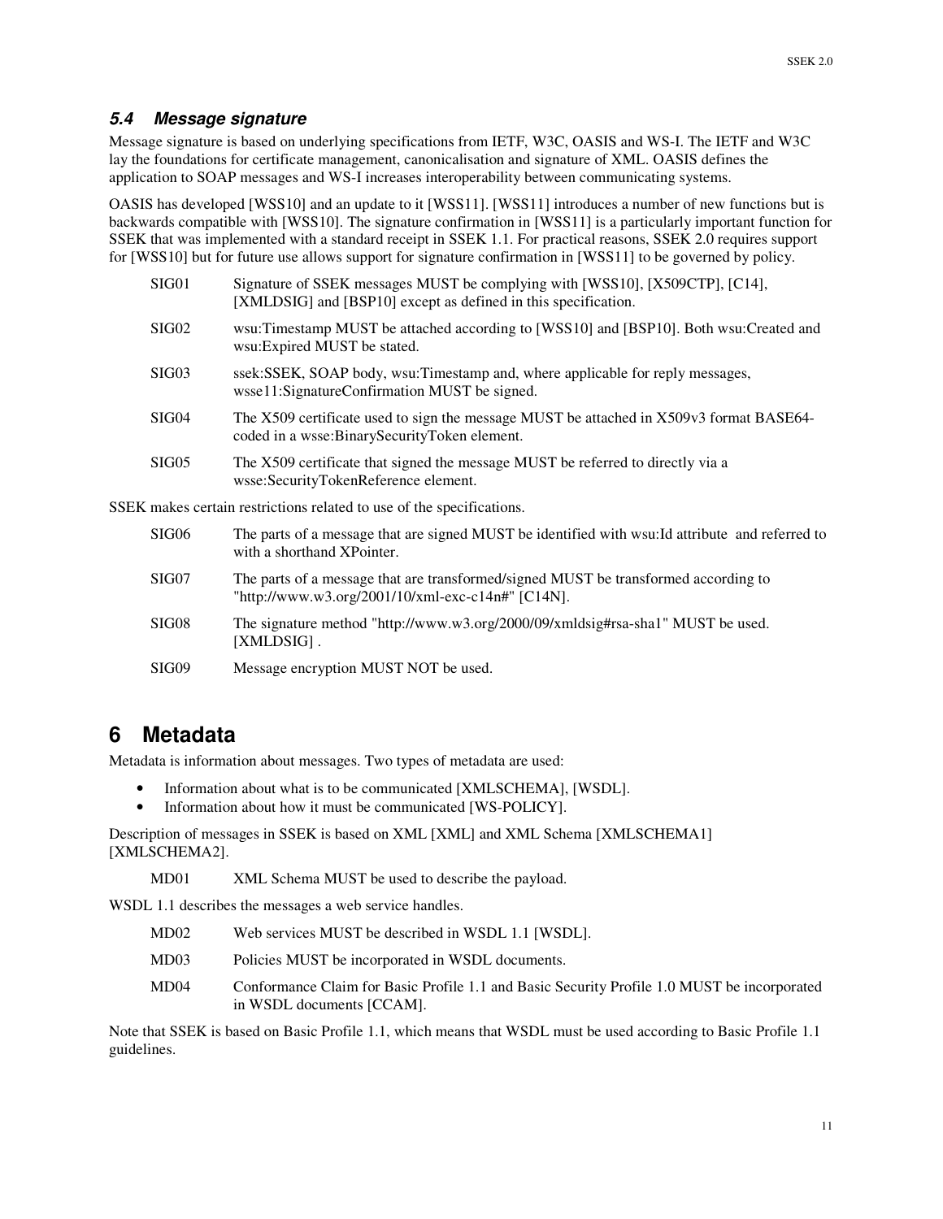### 5.4 Message signature

Message signature is based on underlying specifications from IETF, W3C, OASIS and WS-I. The IETF and W3C lay the foundations for certificate management, canonicalisation and signature of XML. OASIS defines the application to SOAP messages and WS-I increases interoperability between communicating systems.

OASIS has developed [WSS10] and an update to it [WSS11]. [WSS11] introduces a number of new functions but is backwards compatible with [WSS10]. The signature confirmation in [WSS11] is a particularly important function for SSEK that was implemented with a standard receipt in SSEK 1.1. For practical reasons, SSEK 2.0 requires support for [WSS10] but for future use allows support for signature confirmation in [WSS11] to be governed by policy.

| | |
|---|---|
| SIG01 | Signature of SSEK messages MUST be complying with [WSS10], [X509CTP], [C14], [XMLDSIG] and [BSP10] except as defined in this specification. |
| SIG02 | wsu:Timestamp MUST be attached according to [WSS10] and [BSP10]. Both wsu:Created and wsu:Expired MUST be stated. |
| SIG03 | ssek:SSEK, SOAP body, wsu:Timestamp and, where applicable for reply messages, wsse11:SignatureConfirmation MUST be signed. |
| SIG04 | The X509 certificate used to sign the message MUST be attached in X509v3 format BASE64-coded in a wsse:BinarySecurityToken element. |
| SIG05 | The X509 certificate that signed the message MUST be referred to directly via a wsse:SecurityTokenReference element. |

SSEK makes certain restrictions related to use of the specifications.

| | |
|---|---|
| SIG06 | The parts of a message that are signed MUST be identified with wsu:Id attribute and referred to with a shorthand XPointer. |
| SIG07 | The parts of a message that are transformed/signed MUST be transformed according to "http://www.w3.org/2001/10/xml-exc-c14n#" [C14N]. |
| SIG08 | The signature method "http://www.w3.org/2000/09/xmldsig#rsa-sha1" MUST be used. [XMLDSIG] . |
| SIG09 | Message encryption MUST NOT be used. |

# 6 Metadata

Metadata is information about messages. Two types of metadata are used:

- Information about what is to be communicated [XMLSCHEMA], [WSDL].
- Information about how it must be communicated [WS-POLICY].

Description of messages in SSEK is based on XML [XML] and XML Schema [XMLSCHEMA1] [XMLSCHEMA2].

| | |
|---|---|
| MD01 | XML Schema MUST be used to describe the payload. |

WSDL 1.1 describes the messages a web service handles.

| | |
|---|---|
| MD02 | Web services MUST be described in WSDL 1.1 [WSDL]. |
| MD03 | Policies MUST be incorporated in WSDL documents. |
| MD04 | Conformance Claim for Basic Profile 1.1 and Basic Security Profile 1.0 MUST be incorporated in WSDL documents [CCAM]. |

Note that SSEK is based on Basic Profile 1.1, which means that WSDL must be used according to Basic Profile 1.1 guidelines.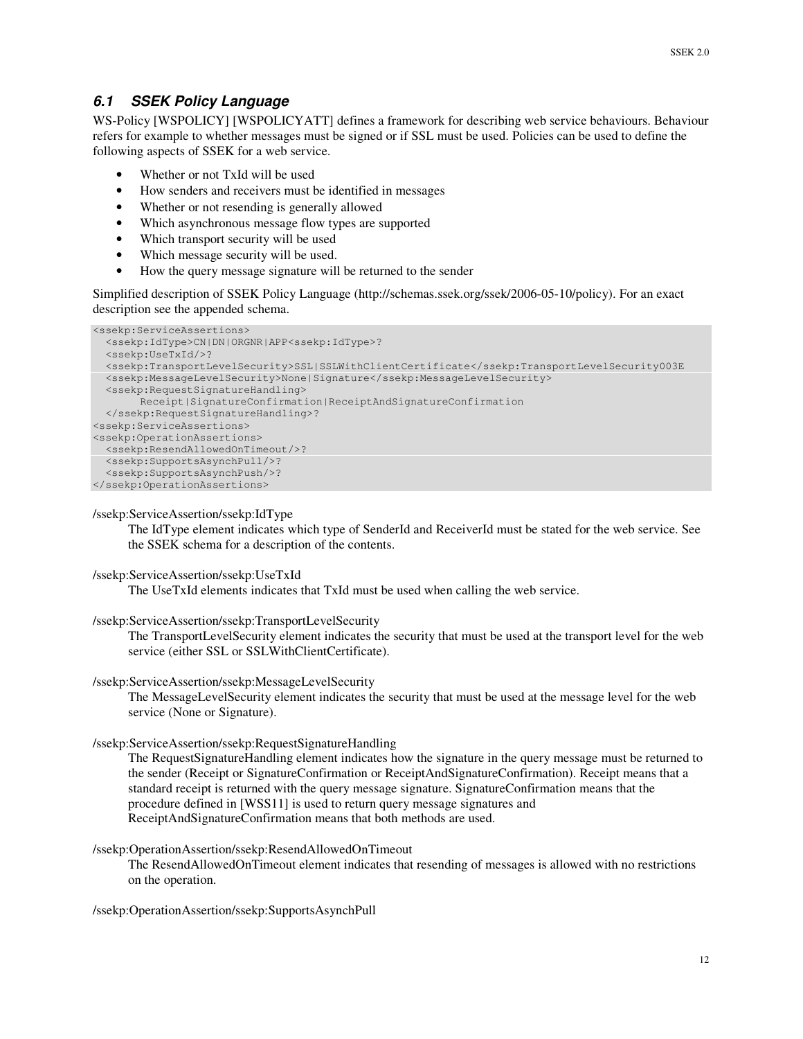### 6.1 SSEK Policy Language

WS-Policy [WSPOLICY] [WSPOLICYATT] defines a framework for describing web service behaviours. Behaviour refers for example to whether messages must be signed or if SSL must be used. Policies can be used to define the following aspects of SSEK for a web service.

- Whether or not TxId will be used
- How senders and receivers must be identified in messages
- Whether or not resending is generally allowed
- Which asynchronous message flow types are supported
- Which transport security will be used
- Which message security will be used.
- How the query message signature will be returned to the sender

Simplified description of SSEK Policy Language (http://schemas.ssek.org/ssek/2006-05-10/policy). For an exact description see the appended schema.

```
<ssekp:ServiceAssertions>
  <ssekp:IdType>CN|DN|ORGNR|APP<ssekp:IdType>?
  <ssekp:UseTxId/>?
  <ssekp:TransportLevelSecurity>SSL|SSLWithClientCertificate</ssekp:TransportLevelSecurity003E
  <ssekp:MessageLevelSecurity>None|Signature</ssekp:MessageLevelSecurity>
  <ssekp:RequestSignatureHandling>
       Receipt|SignatureConfirmation|ReceiptAndSignatureConfirmation
  </ssekp:RequestSignatureHandling>?
<ssekp:ServiceAssertions>
<ssekp:OperationAssertions>
  <ssekp:ResendAllowedOnTimeout/>?
  <ssekp:SupportsAsynchPull/>?
  <ssekp:SupportsAsynchPush/>?
</ssekp:OperationAssertions>
```

/ssekp:ServiceAssertion/ssekp:IdType

> The IdType element indicates which type of SenderId and ReceiverId must be stated for the web service. See the SSEK schema for a description of the contents.

/ssekp:ServiceAssertion/ssekp:UseTxId

> The UseTxId elements indicates that TxId must be used when calling the web service.

/ssekp:ServiceAssertion/ssekp:TransportLevelSecurity

> The TransportLevelSecurity element indicates the security that must be used at the transport level for the web service (either SSL or SSLWithClientCertificate).

/ssekp:ServiceAssertion/ssekp:MessageLevelSecurity

> The MessageLevelSecurity element indicates the security that must be used at the message level for the web service (None or Signature).

/ssekp:ServiceAssertion/ssekp:RequestSignatureHandling

> The RequestSignatureHandling element indicates how the signature in the query message must be returned to the sender (Receipt or SignatureConfirmation or ReceiptAndSignatureConfirmation). Receipt means that a standard receipt is returned with the query message signature. SignatureConfirmation means that the procedure defined in [WSS11] is used to return query message signatures and ReceiptAndSignatureConfirmation means that both methods are used.

/ssekp:OperationAssertion/ssekp:ResendAllowedOnTimeout

> The ResendAllowedOnTimeout element indicates that resending of messages is allowed with no restrictions on the operation.

/ssekp:OperationAssertion/ssekp:SupportsAsynchPull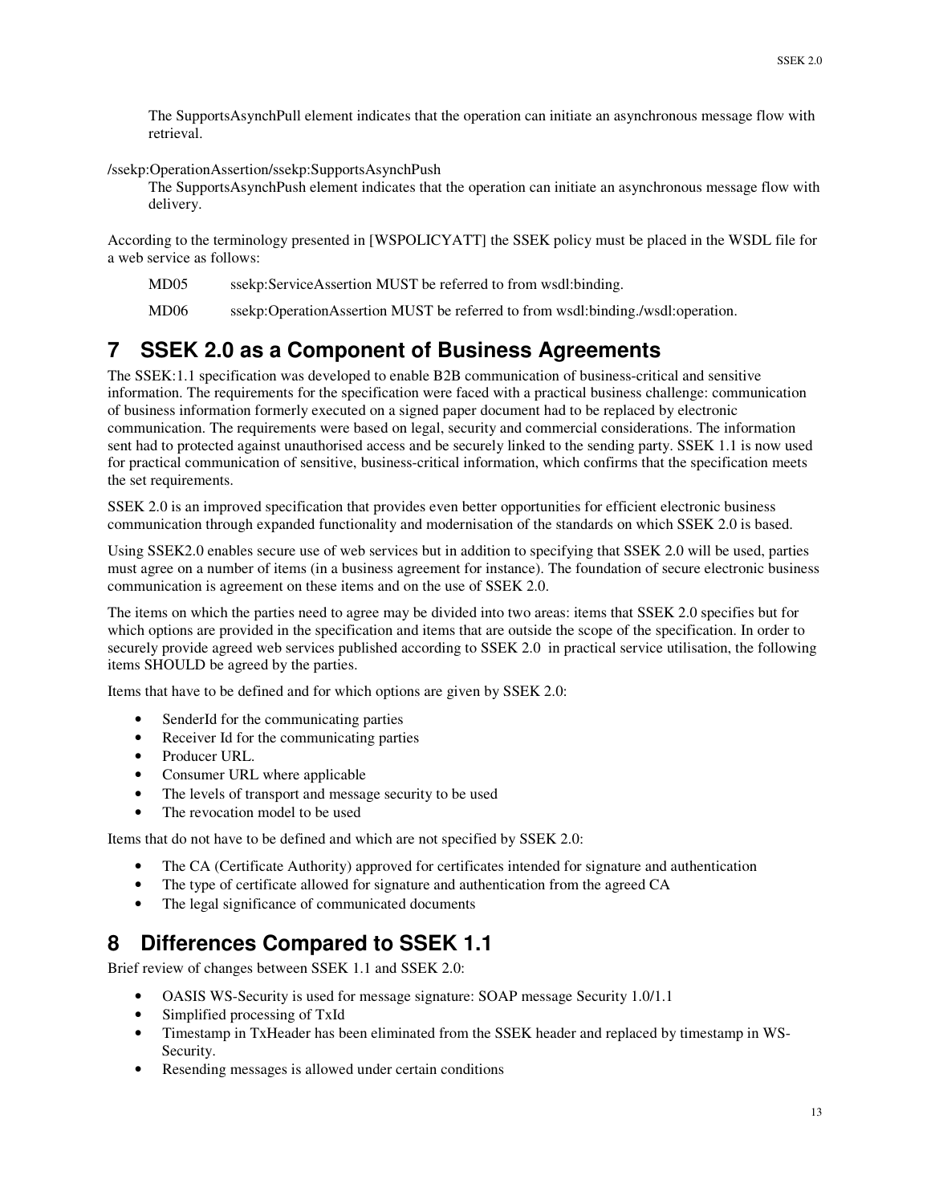The SupportsAsynchPull element indicates that the operation can initiate an asynchronous message flow with retrieval.

/ssekp:OperationAssertion/ssekp:SupportsAsynchPush

The SupportsAsynchPush element indicates that the operation can initiate an asynchronous message flow with delivery.

According to the terminology presented in [WSPOLICYATT] the SSEK policy must be placed in the WSDL file for a web service as follows:

MD05 ssekp:ServiceAssertion MUST be referred to from wsdl:binding.

MD06 ssekp:OperationAssertion MUST be referred to from wsdl:binding./wsdl:operation.

# 7 SSEK 2.0 as a Component of Business Agreements

The SSEK:1.1 specification was developed to enable B2B communication of business-critical and sensitive information. The requirements for the specification were faced with a practical business challenge: communication of business information formerly executed on a signed paper document had to be replaced by electronic communication. The requirements were based on legal, security and commercial considerations. The information sent had to protected against unauthorised access and be securely linked to the sending party. SSEK 1.1 is now used for practical communication of sensitive, business-critical information, which confirms that the specification meets the set requirements.

SSEK 2.0 is an improved specification that provides even better opportunities for efficient electronic business communication through expanded functionality and modernisation of the standards on which SSEK 2.0 is based.

Using SSEK2.0 enables secure use of web services but in addition to specifying that SSEK 2.0 will be used, parties must agree on a number of items (in a business agreement for instance). The foundation of secure electronic business communication is agreement on these items and on the use of SSEK 2.0.

The items on which the parties need to agree may be divided into two areas: items that SSEK 2.0 specifies but for which options are provided in the specification and items that are outside the scope of the specification. In order to securely provide agreed web services published according to SSEK 2.0 in practical service utilisation, the following items SHOULD be agreed by the parties.

Items that have to be defined and for which options are given by SSEK 2.0:

- SenderId for the communicating parties
- Receiver Id for the communicating parties
- Producer URL.
- Consumer URL where applicable
- The levels of transport and message security to be used
- The revocation model to be used

Items that do not have to be defined and which are not specified by SSEK 2.0:

- The CA (Certificate Authority) approved for certificates intended for signature and authentication
- The type of certificate allowed for signature and authentication from the agreed CA
- The legal significance of communicated documents

# 8 Differences Compared to SSEK 1.1

Brief review of changes between SSEK 1.1 and SSEK 2.0:

- OASIS WS-Security is used for message signature: SOAP message Security 1.0/1.1
- Simplified processing of TxId
- Timestamp in TxHeader has been eliminated from the SSEK header and replaced by timestamp in WS-Security.
- Resending messages is allowed under certain conditions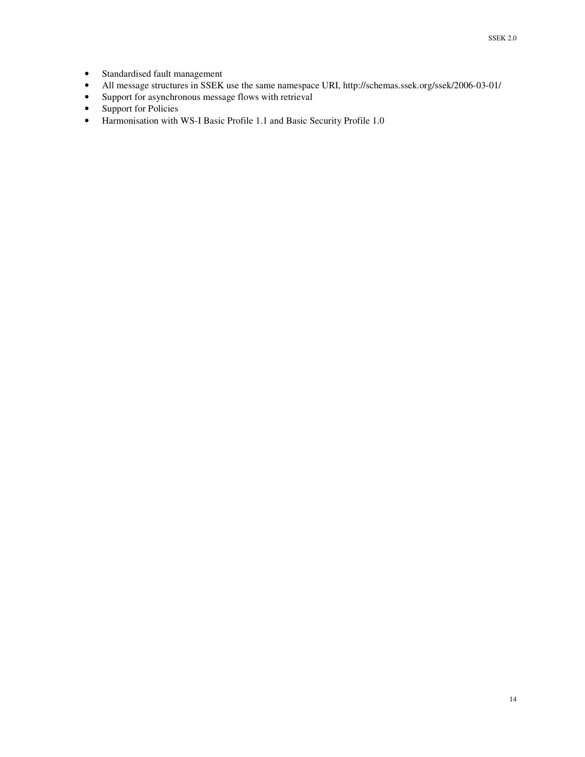- Standardised fault management
- All message structures in SSEK use the same namespace URI, http://schemas.ssek.org/ssek/2006-03-01/
- Support for asynchronous message flows with retrieval
- Support for Policies
- Harmonisation with WS-I Basic Profile 1.1 and Basic Security Profile 1.0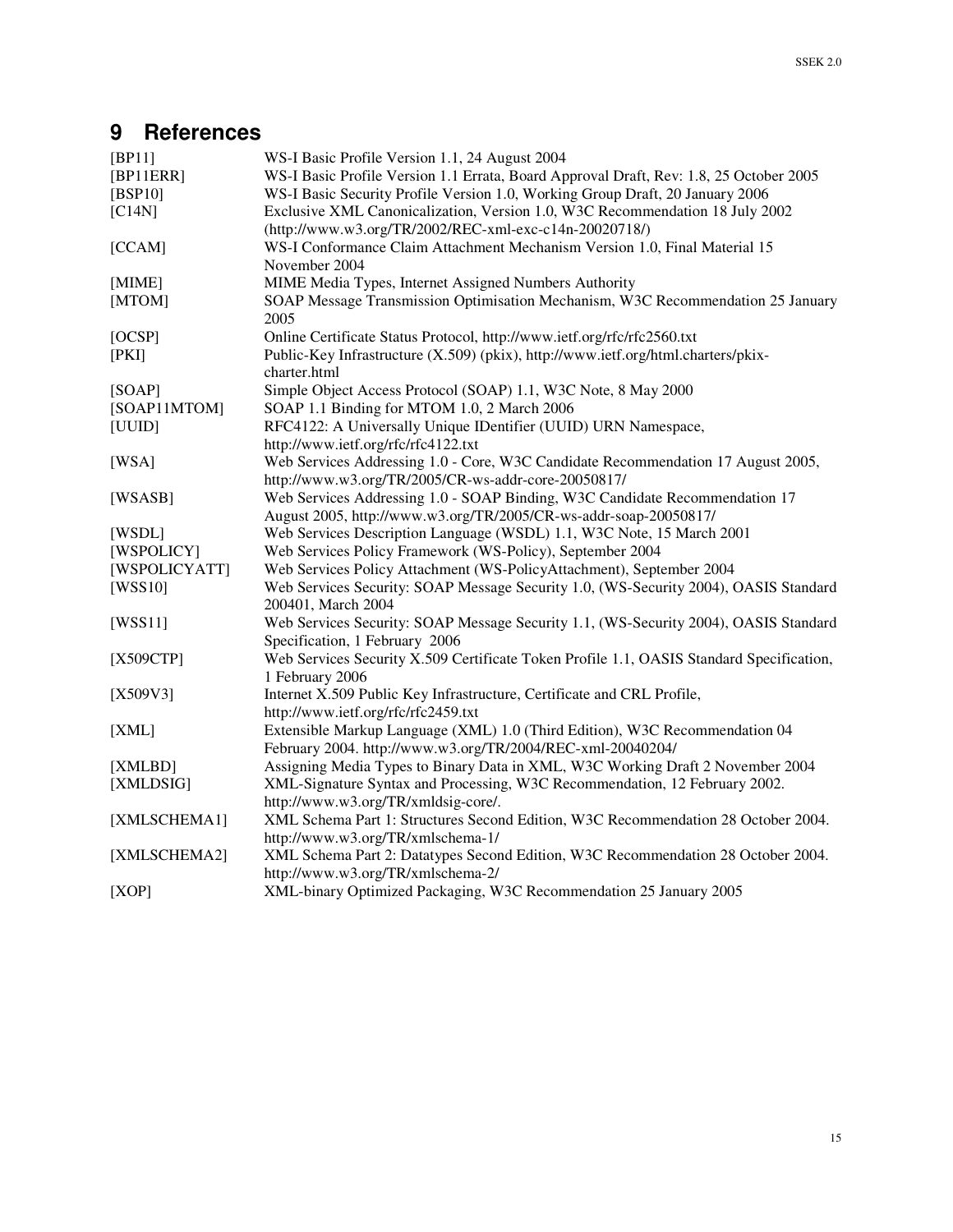# 9 References

| | |
|---|---|
| [BP11] | WS-I Basic Profile Version 1.1, 24 August 2004 |
| [BP11ERR] | WS-I Basic Profile Version 1.1 Errata, Board Approval Draft, Rev: 1.8, 25 October 2005 |
| [BSP10] | WS-I Basic Security Profile Version 1.0, Working Group Draft, 20 January 2006 |
| [C14N] | Exclusive XML Canonicalization, Version 1.0, W3C Recommendation 18 July 2002 (http://www.w3.org/TR/2002/REC-xml-exc-c14n-20020718/) |
| [CCAM] | WS-I Conformance Claim Attachment Mechanism Version 1.0, Final Material 15 November 2004 |
| [MIME] | MIME Media Types, Internet Assigned Numbers Authority |
| [MTOM] | SOAP Message Transmission Optimisation Mechanism, W3C Recommendation 25 January 2005 |
| [OCSP] | Online Certificate Status Protocol, http://www.ietf.org/rfc/rfc2560.txt |
| [PKI] | Public-Key Infrastructure (X.509) (pkix), http://www.ietf.org/html.charters/pkix-charter.html |
| [SOAP] | Simple Object Access Protocol (SOAP) 1.1, W3C Note, 8 May 2000 |
| [SOAP11MTOM] | SOAP 1.1 Binding for MTOM 1.0, 2 March 2006 |
| [UUID] | RFC4122: A Universally Unique IDentifier (UUID) URN Namespace, http://www.ietf.org/rfc/rfc4122.txt |
| [WSA] | Web Services Addressing 1.0 - Core, W3C Candidate Recommendation 17 August 2005, http://www.w3.org/TR/2005/CR-ws-addr-core-20050817/ |
| [WSASB] | Web Services Addressing 1.0 - SOAP Binding, W3C Candidate Recommendation 17 August 2005, http://www.w3.org/TR/2005/CR-ws-addr-soap-20050817/ |
| [WSDL] | Web Services Description Language (WSDL) 1.1, W3C Note, 15 March 2001 |
| [WSPOLICY] | Web Services Policy Framework (WS-Policy), September 2004 |
| [WSPOLICYATT] | Web Services Policy Attachment (WS-PolicyAttachment), September 2004 |
| [WSS10] | Web Services Security: SOAP Message Security 1.0, (WS-Security 2004), OASIS Standard 200401, March 2004 |
| [WSS11] | Web Services Security: SOAP Message Security 1.1, (WS-Security 2004), OASIS Standard Specification, 1 February 2006 |
| [X509CTP] | Web Services Security X.509 Certificate Token Profile 1.1, OASIS Standard Specification, 1 February 2006 |
| [X509V3] | Internet X.509 Public Key Infrastructure, Certificate and CRL Profile, http://www.ietf.org/rfc/rfc2459.txt |
| [XML] | Extensible Markup Language (XML) 1.0 (Third Edition), W3C Recommendation 04 February 2004. http://www.w3.org/TR/2004/REC-xml-20040204/ |
| [XMLBD] | Assigning Media Types to Binary Data in XML, W3C Working Draft 2 November 2004 |
| [XMLDSIG] | XML-Signature Syntax and Processing, W3C Recommendation, 12 February 2002. http://www.w3.org/TR/xmldsig-core/. |
| [XMLSCHEMA1] | XML Schema Part 1: Structures Second Edition, W3C Recommendation 28 October 2004. http://www.w3.org/TR/xmlschema-1/ |
| [XMLSCHEMA2] | XML Schema Part 2: Datatypes Second Edition, W3C Recommendation 28 October 2004. http://www.w3.org/TR/xmlschema-2/ |
| [XOP] | XML-binary Optimized Packaging, W3C Recommendation 25 January 2005 |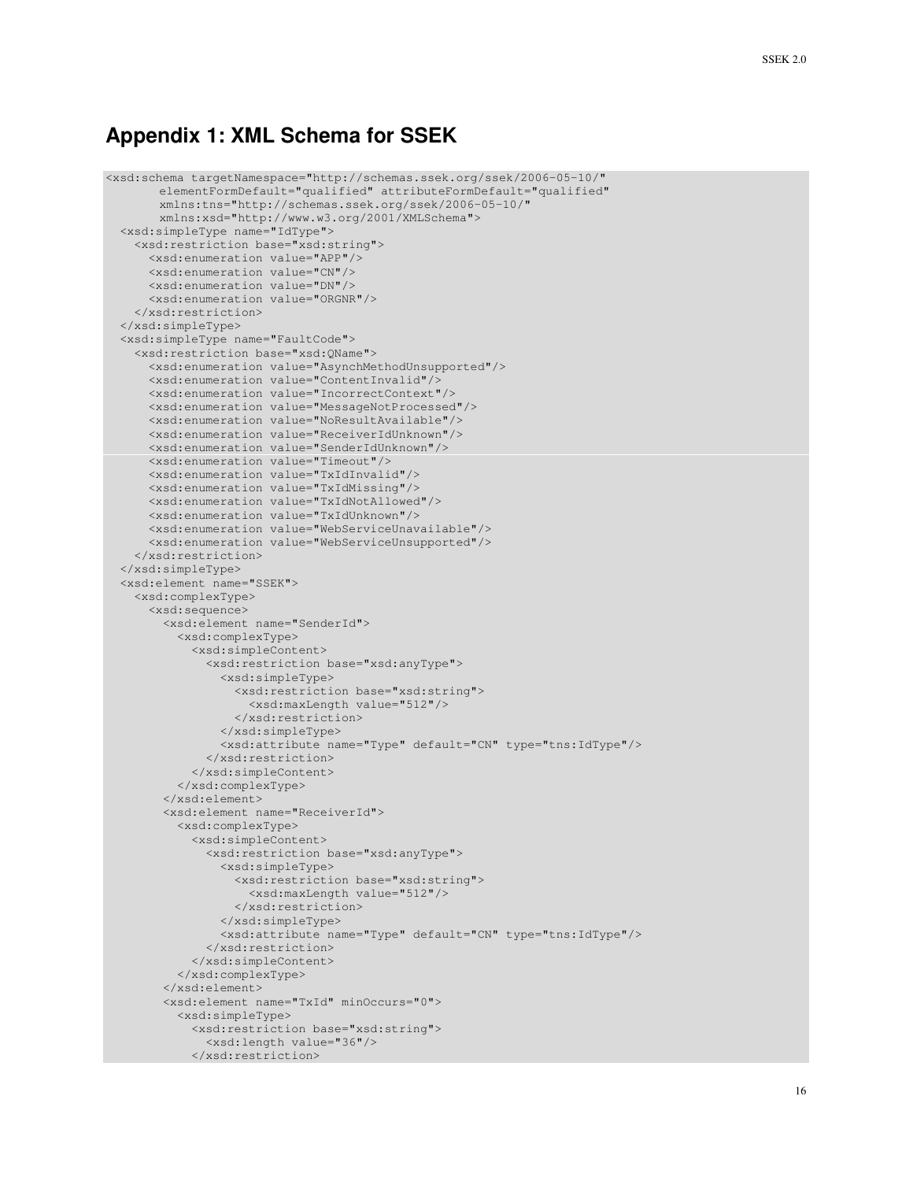# Appendix 1: XML Schema for SSEK

```
<xsd:schema targetNamespace="http://schemas.ssek.org/ssek/2006-05-10/"
       elementFormDefault="qualified" attributeFormDefault="qualified"
       xmlns:tns="http://schemas.ssek.org/ssek/2006-05-10/"
       xmlns:xsd="http://www.w3.org/2001/XMLSchema">
  <xsd:simpleType name="IdType">
    <xsd:restriction base="xsd:string">
      <xsd:enumeration value="APP"/>
      <xsd:enumeration value="CN"/>
      <xsd:enumeration value="DN"/>
      <xsd:enumeration value="ORGNR"/>
    </xsd:restriction>
  </xsd:simpleType>
  <xsd:simpleType name="FaultCode">
    <xsd:restriction base="xsd:QName">
      <xsd:enumeration value="AsynchMethodUnsupported"/>
      <xsd:enumeration value="ContentInvalid"/>
      <xsd:enumeration value="IncorrectContext"/>
      <xsd:enumeration value="MessageNotProcessed"/>
      <xsd:enumeration value="NoResultAvailable"/>
      <xsd:enumeration value="ReceiverIdUnknown"/>
      <xsd:enumeration value="SenderIdUnknown"/>
      <xsd:enumeration value="Timeout"/>
      <xsd:enumeration value="TxIdInvalid"/>
      <xsd:enumeration value="TxIdMissing"/>
      <xsd:enumeration value="TxIdNotAllowed"/>
      <xsd:enumeration value="TxIdUnknown"/>
      <xsd:enumeration value="WebServiceUnavailable"/>
      <xsd:enumeration value="WebServiceUnsupported"/>
    </xsd:restriction>
  </xsd:simpleType>
  <xsd:element name="SSEK">
    <xsd:complexType>
      <xsd:sequence>
        <xsd:element name="SenderId">
          <xsd:complexType>
            <xsd:simpleContent>
              <xsd:restriction base="xsd:anyType">
                <xsd:simpleType>
                  <xsd:restriction base="xsd:string">
                    <xsd:maxLength value="512"/>
                  </xsd:restriction>
                </xsd:simpleType>
                <xsd:attribute name="Type" default="CN" type="tns:IdType"/>
              </xsd:restriction>
            </xsd:simpleContent>
          </xsd:complexType>
        </xsd:element>
        <xsd:element name="ReceiverId">
          <xsd:complexType>
            <xsd:simpleContent>
              <xsd:restriction base="xsd:anyType">
                <xsd:simpleType>
                  <xsd:restriction base="xsd:string">
                    <xsd:maxLength value="512"/>
                  </xsd:restriction>
                </xsd:simpleType>
                <xsd:attribute name="Type" default="CN" type="tns:IdType"/>
              </xsd:restriction>
            </xsd:simpleContent>
          </xsd:complexType>
        </xsd:element>
        <xsd:element name="TxId" minOccurs="0">
          <xsd:simpleType>
            <xsd:restriction base="xsd:string">
              <xsd:length value="36"/>
            </xsd:restriction>
```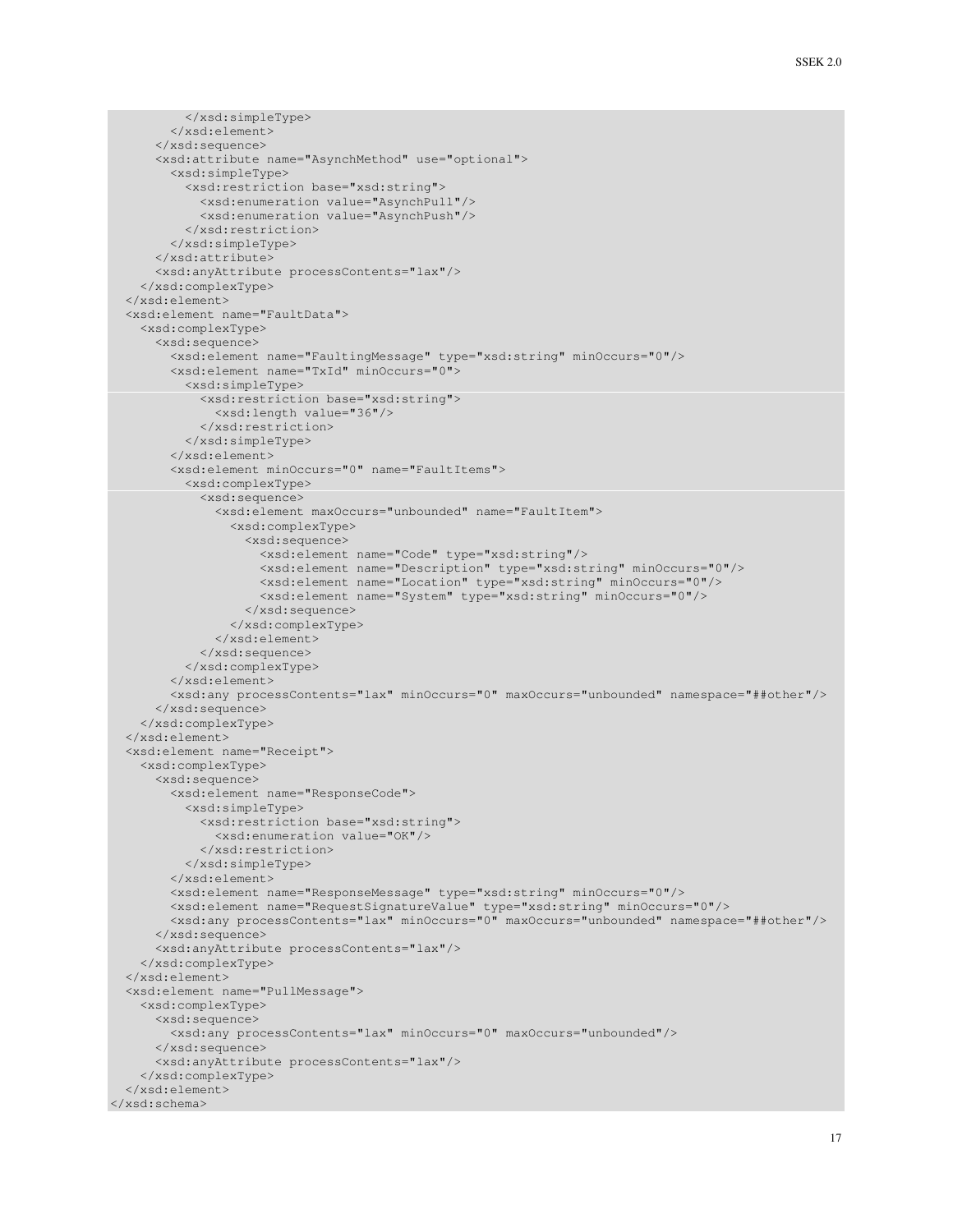```
          </xsd:simpleType>
        </xsd:element>
      </xsd:sequence>
      <xsd:attribute name="AsynchMethod" use="optional">
        <xsd:simpleType>
          <xsd:restriction base="xsd:string">
            <xsd:enumeration value="AsynchPull"/>
            <xsd:enumeration value="AsynchPush"/>
          </xsd:restriction>
        </xsd:simpleType>
      </xsd:attribute>
      <xsd:anyAttribute processContents="lax"/>
    </xsd:complexType>
  </xsd:element>
  <xsd:element name="FaultData">
    <xsd:complexType>
      <xsd:sequence>
        <xsd:element name="FaultingMessage" type="xsd:string" minOccurs="0"/>
        <xsd:element name="TxId" minOccurs="0">
          <xsd:simpleType>
            <xsd:restriction base="xsd:string">
              <xsd:length value="36"/>
            </xsd:restriction>
          </xsd:simpleType>
        </xsd:element>
        <xsd:element minOccurs="0" name="FaultItems">
          <xsd:complexType>
            <xsd:sequence>
              <xsd:element maxOccurs="unbounded" name="FaultItem">
                <xsd:complexType>
                  <xsd:sequence>
                    <xsd:element name="Code" type="xsd:string"/>
                    <xsd:element name="Description" type="xsd:string" minOccurs="0"/>
                    <xsd:element name="Location" type="xsd:string" minOccurs="0"/>
                    <xsd:element name="System" type="xsd:string" minOccurs="0"/>
                  </xsd:sequence>
                </xsd:complexType>
              </xsd:element>
            </xsd:sequence>
          </xsd:complexType>
        </xsd:element>
        <xsd:any processContents="lax" minOccurs="0" maxOccurs="unbounded" namespace="##other"/>
      </xsd:sequence>
    </xsd:complexType>
  </xsd:element>
  <xsd:element name="Receipt">
    <xsd:complexType>
      <xsd:sequence>
        <xsd:element name="ResponseCode">
          <xsd:simpleType>
            <xsd:restriction base="xsd:string">
              <xsd:enumeration value="OK"/>
            </xsd:restriction>
          </xsd:simpleType>
        </xsd:element>
        <xsd:element name="ResponseMessage" type="xsd:string" minOccurs="0"/>
        <xsd:element name="RequestSignatureValue" type="xsd:string" minOccurs="0"/>
        <xsd:any processContents="lax" minOccurs="0" maxOccurs="unbounded" namespace="##other"/>
      </xsd:sequence>
      <xsd:anyAttribute processContents="lax"/>
    </xsd:complexType>
  </xsd:element>
  <xsd:element name="PullMessage">
    <xsd:complexType>
      <xsd:sequence>
        <xsd:any processContents="lax" minOccurs="0" maxOccurs="unbounded"/>
      </xsd:sequence>
      <xsd:anyAttribute processContents="lax"/>
    </xsd:complexType>
  </xsd:element>
</xsd:schema>
```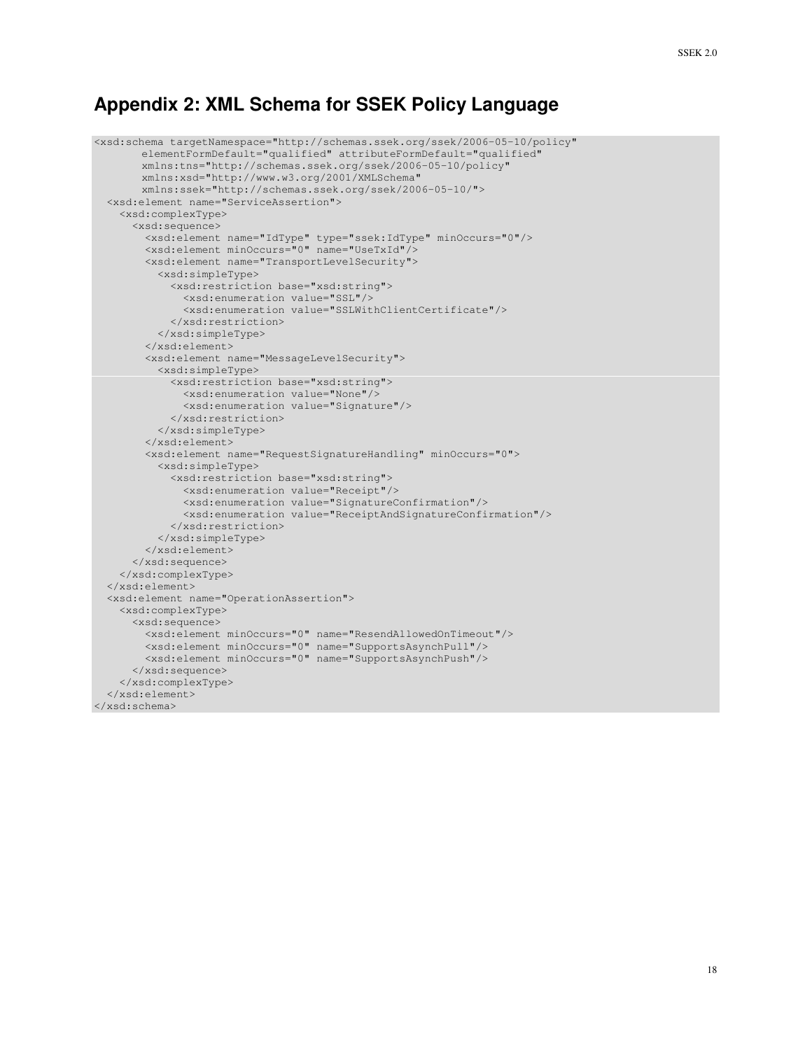## Appendix 2: XML Schema for SSEK Policy Language

```
<xsd:schema targetNamespace="http://schemas.ssek.org/ssek/2006-05-10/policy"
       elementFormDefault="qualified" attributeFormDefault="qualified"
       xmlns:tns="http://schemas.ssek.org/ssek/2006-05-10/policy"
       xmlns:xsd="http://www.w3.org/2001/XMLSchema"
       xmlns:ssek="http://schemas.ssek.org/ssek/2006-05-10/">
  <xsd:element name="ServiceAssertion">
    <xsd:complexType>
      <xsd:sequence>
        <xsd:element name="IdType" type="ssek:IdType" minOccurs="0"/>
        <xsd:element minOccurs="0" name="UseTxId"/>
        <xsd:element name="TransportLevelSecurity">
          <xsd:simpleType>
            <xsd:restriction base="xsd:string">
              <xsd:enumeration value="SSL"/>
              <xsd:enumeration value="SSLWithClientCertificate"/>
            </xsd:restriction>
          </xsd:simpleType>
        </xsd:element>
        <xsd:element name="MessageLevelSecurity">
          <xsd:simpleType>
            <xsd:restriction base="xsd:string">
              <xsd:enumeration value="None"/>
              <xsd:enumeration value="Signature"/>
            </xsd:restriction>
          </xsd:simpleType>
        </xsd:element>
        <xsd:element name="RequestSignatureHandling" minOccurs="0">
          <xsd:simpleType>
            <xsd:restriction base="xsd:string">
              <xsd:enumeration value="Receipt"/>
              <xsd:enumeration value="SignatureConfirmation"/>
              <xsd:enumeration value="ReceiptAndSignatureConfirmation"/>
            </xsd:restriction>
          </xsd:simpleType>
        </xsd:element>
      </xsd:sequence>
    </xsd:complexType>
  </xsd:element>
  <xsd:element name="OperationAssertion">
    <xsd:complexType>
      <xsd:sequence>
        <xsd:element minOccurs="0" name="ResendAllowedOnTimeout"/>
        <xsd:element minOccurs="0" name="SupportsAsynchPull"/>
        <xsd:element minOccurs="0" name="SupportsAsynchPush"/>
      </xsd:sequence>
    </xsd:complexType>
  </xsd:element>
</xsd:schema>
```